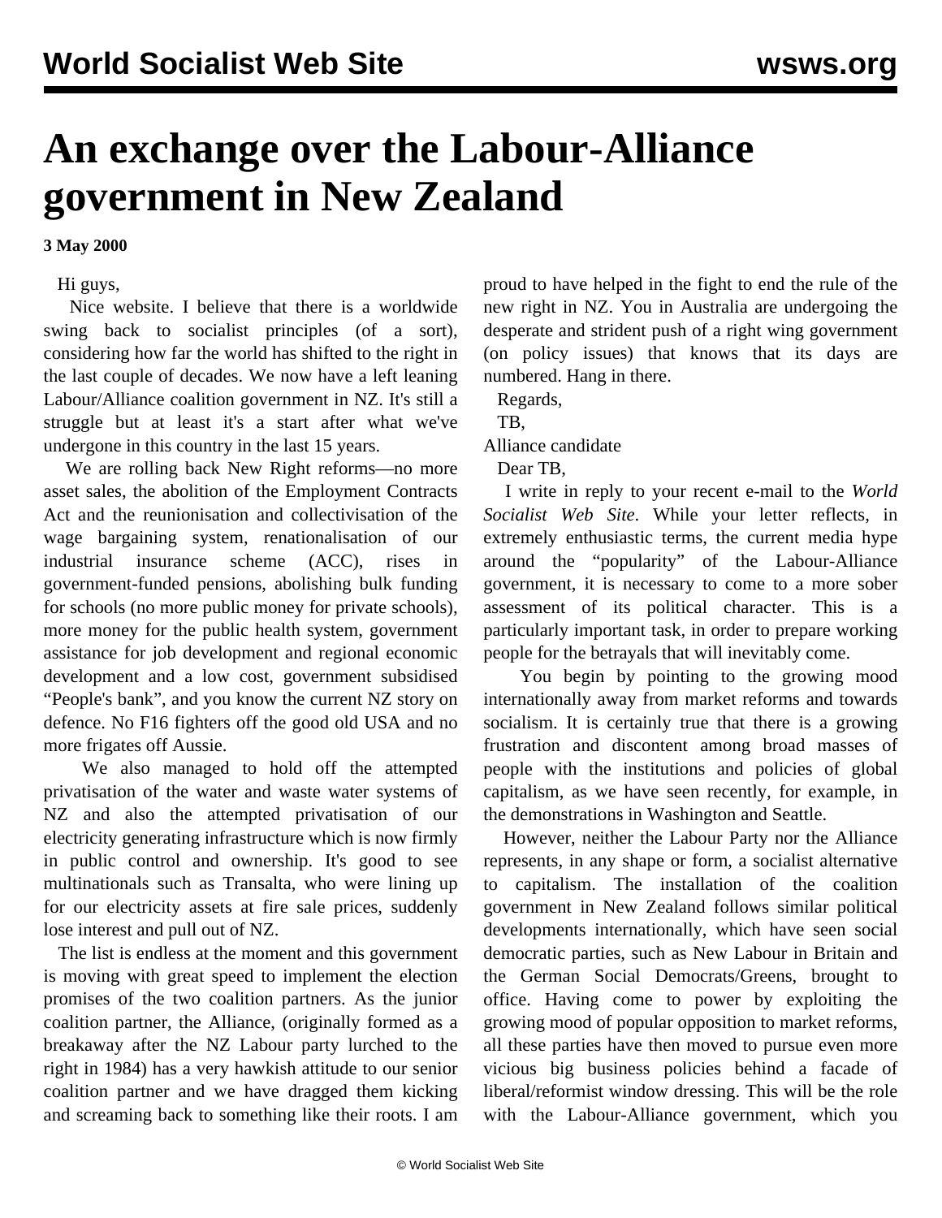# An exchange over the Labour-Alliance government in New Zealand

**3 May 2000**

Hi guys,

Nice website. I believe that there is a worldwide swing back to socialist principles (of a sort), considering how far the world has shifted to the right in the last couple of decades. We now have a left leaning Labour/Alliance coalition government in NZ. It's still a struggle but at least it's a start after what we've undergone in this country in the last 15 years.

We are rolling back New Right reforms—no more asset sales, the abolition of the Employment Contracts Act and the reunionisation and collectivisation of the wage bargaining system, renationalisation of our industrial insurance scheme (ACC), rises in government-funded pensions, abolishing bulk funding for schools (no more public money for private schools), more money for the public health system, government assistance for job development and regional economic development and a low cost, government subsidised "People's bank", and you know the current NZ story on defence. No F16 fighters off the good old USA and no more frigates off Aussie.

We also managed to hold off the attempted privatisation of the water and waste water systems of NZ and also the attempted privatisation of our electricity generating infrastructure which is now firmly in public control and ownership. It's good to see multinationals such as Transalta, who were lining up for our electricity assets at fire sale prices, suddenly lose interest and pull out of NZ.

The list is endless at the moment and this government is moving with great speed to implement the election promises of the two coalition partners. As the junior coalition partner, the Alliance, (originally formed as a breakaway after the NZ Labour party lurched to the right in 1984) has a very hawkish attitude to our senior coalition partner and we have dragged them kicking and screaming back to something like their roots. I am proud to have helped in the fight to end the rule of the new right in NZ. You in Australia are undergoing the desperate and strident push of a right wing government (on policy issues) that knows that its days are numbered. Hang in there.

Regards,

TB,

Alliance candidate

Dear TB,

I write in reply to your recent e-mail to the *World Socialist Web Site*. While your letter reflects, in extremely enthusiastic terms, the current media hype around the "popularity" of the Labour-Alliance government, it is necessary to come to a more sober assessment of its political character. This is a particularly important task, in order to prepare working people for the betrayals that will inevitably come.

You begin by pointing to the growing mood internationally away from market reforms and towards socialism. It is certainly true that there is a growing frustration and discontent among broad masses of people with the institutions and policies of global capitalism, as we have seen recently, for example, in the demonstrations in Washington and Seattle.

However, neither the Labour Party nor the Alliance represents, in any shape or form, a socialist alternative to capitalism. The installation of the coalition government in New Zealand follows similar political developments internationally, which have seen social democratic parties, such as New Labour in Britain and the German Social Democrats/Greens, brought to office. Having come to power by exploiting the growing mood of popular opposition to market reforms, all these parties have then moved to pursue even more vicious big business policies behind a facade of liberal/reformist window dressing. This will be the role with the Labour-Alliance government, which you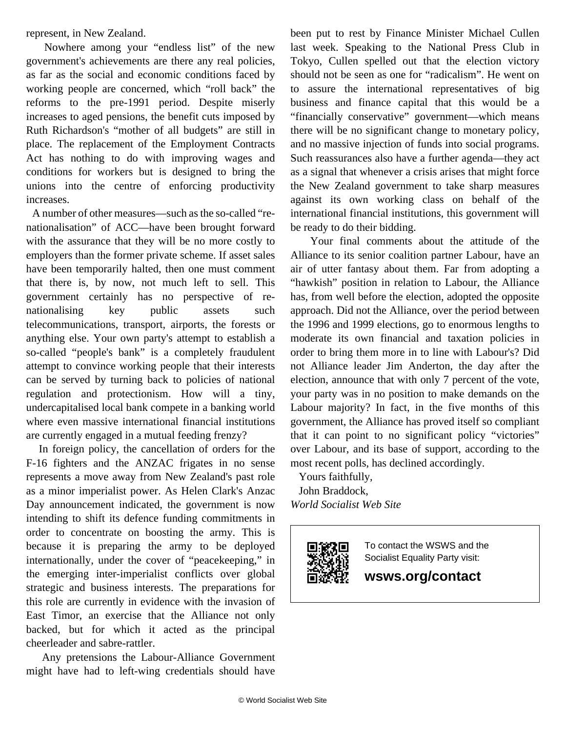represent, in New Zealand.

Nowhere among your "endless list" of the new government's achievements are there any real policies, as far as the social and economic conditions faced by working people are concerned, which "roll back" the reforms to the pre-1991 period. Despite miserly increases to aged pensions, the benefit cuts imposed by Ruth Richardson's "mother of all budgets" are still in place. The replacement of the Employment Contracts Act has nothing to do with improving wages and conditions for workers but is designed to bring the unions into the centre of enforcing productivity increases.

A number of other measures—such as the so-called "re-nationalisation" of ACC—have been brought forward with the assurance that they will be no more costly to employers than the former private scheme. If asset sales have been temporarily halted, then one must comment that there is, by now, not much left to sell. This government certainly has no perspective of re-nationalising key public assets such telecommunications, transport, airports, the forests or anything else. Your own party's attempt to establish a so-called "people's bank" is a completely fraudulent attempt to convince working people that their interests can be served by turning back to policies of national regulation and protectionism. How will a tiny, undercapitalised local bank compete in a banking world where even massive international financial institutions are currently engaged in a mutual feeding frenzy?

In foreign policy, the cancellation of orders for the F-16 fighters and the ANZAC frigates in no sense represents a move away from New Zealand's past role as a minor imperialist power. As Helen Clark's Anzac Day announcement indicated, the government is now intending to shift its defence funding commitments in order to concentrate on boosting the army. This is because it is preparing the army to be deployed internationally, under the cover of "peacekeeping," in the emerging inter-imperialist conflicts over global strategic and business interests. The preparations for this role are currently in evidence with the invasion of East Timor, an exercise that the Alliance not only backed, but for which it acted as the principal cheerleader and sabre-rattler.

Any pretensions the Labour-Alliance Government might have had to left-wing credentials should have been put to rest by Finance Minister Michael Cullen last week. Speaking to the National Press Club in Tokyo, Cullen spelled out that the election victory should not be seen as one for "radicalism". He went on to assure the international representatives of big business and finance capital that this would be a "financially conservative" government—which means there will be no significant change to monetary policy, and no massive injection of funds into social programs. Such reassurances also have a further agenda—they act as a signal that whenever a crisis arises that might force the New Zealand government to take sharp measures against its own working class on behalf of the international financial institutions, this government will be ready to do their bidding.

Your final comments about the attitude of the Alliance to its senior coalition partner Labour, have an air of utter fantasy about them. Far from adopting a "hawkish" position in relation to Labour, the Alliance has, from well before the election, adopted the opposite approach. Did not the Alliance, over the period between the 1996 and 1999 elections, go to enormous lengths to moderate its own financial and taxation policies in order to bring them more in to line with Labour's? Did not Alliance leader Jim Anderton, the day after the election, announce that with only 7 percent of the vote, your party was in no position to make demands on the Labour majority? In fact, in the five months of this government, the Alliance has proved itself so compliant that it can point to no significant policy "victories" over Labour, and its base of support, according to the most recent polls, has declined accordingly.

Yours faithfully,

John Braddock,

*World Socialist Web Site*

To contact the WSWS and the Socialist Equality Party visit:

**wsws.org/contact**